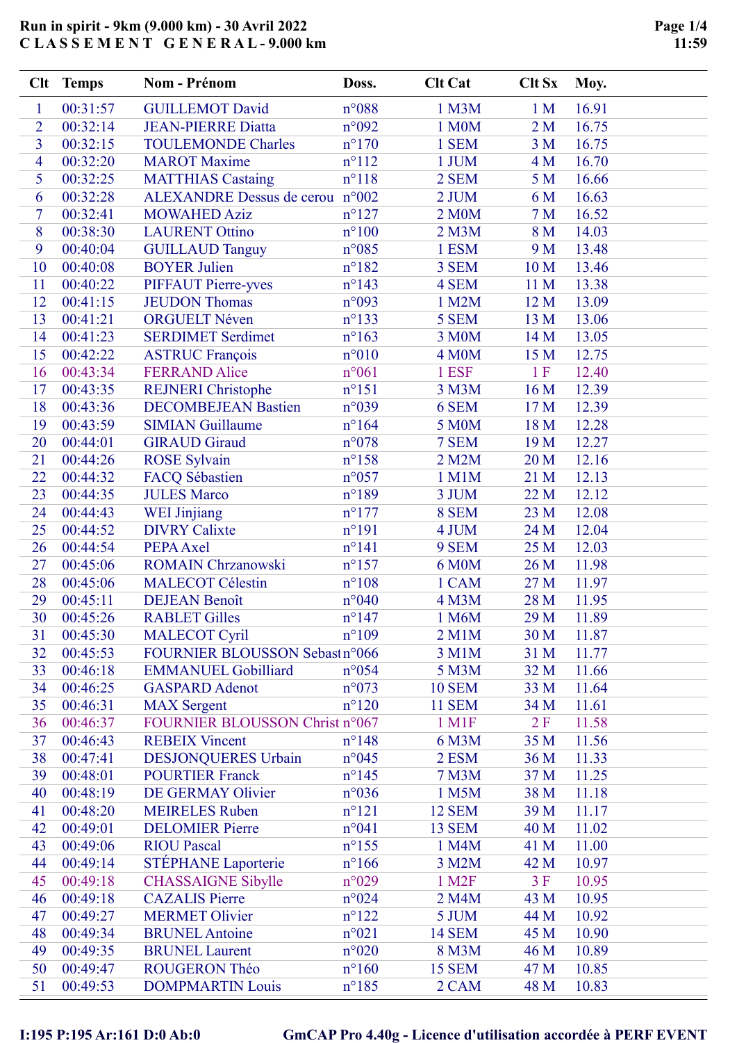# Run in spirit - 9km (9.000 km) - 30 Avril 2022
## C L A S S E M E N T   G E N E R A L - 9.000 km

| Clt | Temps | Nom - Prénom | Doss. | Clt Cat | Clt Sx | Moy. |
|---|---|---|---|---|---|---|
| 1 | 00:31:57 | GUILLEMOT David | n°088 | 1 M3M | 1 M | 16.91 |
| 2 | 00:32:14 | JEAN-PIERRE Diatta | n°092 | 1 M0M | 2 M | 16.75 |
| 3 | 00:32:15 | TOULEMONDE Charles | n°170 | 1 SEM | 3 M | 16.75 |
| 4 | 00:32:20 | MAROT Maxime | n°112 | 1 JUM | 4 M | 16.70 |
| 5 | 00:32:25 | MATTHIAS Castaing | n°118 | 2 SEM | 5 M | 16.66 |
| 6 | 00:32:28 | ALEXANDRE Dessus de cerou | n°002 | 2 JUM | 6 M | 16.63 |
| 7 | 00:32:41 | MOWAHED Aziz | n°127 | 2 M0M | 7 M | 16.52 |
| 8 | 00:38:30 | LAURENT Ottino | n°100 | 2 M3M | 8 M | 14.03 |
| 9 | 00:40:04 | GUILLAUD Tanguy | n°085 | 1 ESM | 9 M | 13.48 |
| 10 | 00:40:08 | BOYER Julien | n°182 | 3 SEM | 10 M | 13.46 |
| 11 | 00:40:22 | PIFFAUT Pierre-yves | n°143 | 4 SEM | 11 M | 13.38 |
| 12 | 00:41:15 | JEUDON Thomas | n°093 | 1 M2M | 12 M | 13.09 |
| 13 | 00:41:21 | ORGUELT Néven | n°133 | 5 SEM | 13 M | 13.06 |
| 14 | 00:41:23 | SERDIMET Serdimet | n°163 | 3 M0M | 14 M | 13.05 |
| 15 | 00:42:22 | ASTRUC François | n°010 | 4 M0M | 15 M | 12.75 |
| 16 | 00:43:34 | FERRAND Alice | n°061 | 1 ESF | 1 F | 12.40 |
| 17 | 00:43:35 | REJNERI Christophe | n°151 | 3 M3M | 16 M | 12.39 |
| 18 | 00:43:36 | DECOMBEJEAN Bastien | n°039 | 6 SEM | 17 M | 12.39 |
| 19 | 00:43:59 | SIMIAN Guillaume | n°164 | 5 M0M | 18 M | 12.28 |
| 20 | 00:44:01 | GIRAUD Giraud | n°078 | 7 SEM | 19 M | 12.27 |
| 21 | 00:44:26 | ROSE Sylvain | n°158 | 2 M2M | 20 M | 12.16 |
| 22 | 00:44:32 | FACQ Sébastien | n°057 | 1 M1M | 21 M | 12.13 |
| 23 | 00:44:35 | JULES Marco | n°189 | 3 JUM | 22 M | 12.12 |
| 24 | 00:44:43 | WEI Jinjiang | n°177 | 8 SEM | 23 M | 12.08 |
| 25 | 00:44:52 | DIVRY Calixte | n°191 | 4 JUM | 24 M | 12.04 |
| 26 | 00:44:54 | PEPA Axel | n°141 | 9 SEM | 25 M | 12.03 |
| 27 | 00:45:06 | ROMAIN Chrzanowski | n°157 | 6 M0M | 26 M | 11.98 |
| 28 | 00:45:06 | MALECOT Célestin | n°108 | 1 CAM | 27 M | 11.97 |
| 29 | 00:45:11 | DEJEAN Benoît | n°040 | 4 M3M | 28 M | 11.95 |
| 30 | 00:45:26 | RABLET Gilles | n°147 | 1 M6M | 29 M | 11.89 |
| 31 | 00:45:30 | MALECOT Cyril | n°109 | 2 M1M | 30 M | 11.87 |
| 32 | 00:45:53 | FOURNIER BLOUSSON Sebast | n°066 | 3 M1M | 31 M | 11.77 |
| 33 | 00:46:18 | EMMANUEL Gobilliard | n°054 | 5 M3M | 32 M | 11.66 |
| 34 | 00:46:25 | GASPARD Adenot | n°073 | 10 SEM | 33 M | 11.64 |
| 35 | 00:46:31 | MAX Sergent | n°120 | 11 SEM | 34 M | 11.61 |
| 36 | 00:46:37 | FOURNIER BLOUSSON Christ | n°067 | 1 M1F | 2 F | 11.58 |
| 37 | 00:46:43 | REBEIX Vincent | n°148 | 6 M3M | 35 M | 11.56 |
| 38 | 00:47:41 | DESJONQUERES Urbain | n°045 | 2 ESM | 36 M | 11.33 |
| 39 | 00:48:01 | POURTIER Franck | n°145 | 7 M3M | 37 M | 11.25 |
| 40 | 00:48:19 | DE GERMAY Olivier | n°036 | 1 M5M | 38 M | 11.18 |
| 41 | 00:48:20 | MEIRELES Ruben | n°121 | 12 SEM | 39 M | 11.17 |
| 42 | 00:49:01 | DELOMIER Pierre | n°041 | 13 SEM | 40 M | 11.02 |
| 43 | 00:49:06 | RIOU Pascal | n°155 | 1 M4M | 41 M | 11.00 |
| 44 | 00:49:14 | STÉPHANE Laporterie | n°166 | 3 M2M | 42 M | 10.97 |
| 45 | 00:49:18 | CHASSAIGNE Sibylle | n°029 | 1 M2F | 3 F | 10.95 |
| 46 | 00:49:18 | CAZALIS Pierre | n°024 | 2 M4M | 43 M | 10.95 |
| 47 | 00:49:27 | MERMET Olivier | n°122 | 5 JUM | 44 M | 10.92 |
| 48 | 00:49:34 | BRUNEL Antoine | n°021 | 14 SEM | 45 M | 10.90 |
| 49 | 00:49:35 | BRUNEL Laurent | n°020 | 8 M3M | 46 M | 10.89 |
| 50 | 00:49:47 | ROUGERON Théo | n°160 | 15 SEM | 47 M | 10.85 |
| 51 | 00:49:53 | DOMPMARTIN Louis | n°185 | 2 CAM | 48 M | 10.83 |

I:195 P:195 Ar:161 D:0 Ab:0

GmCAP Pro 4.40g - Licence d'utilisation accordée à PERF EVENT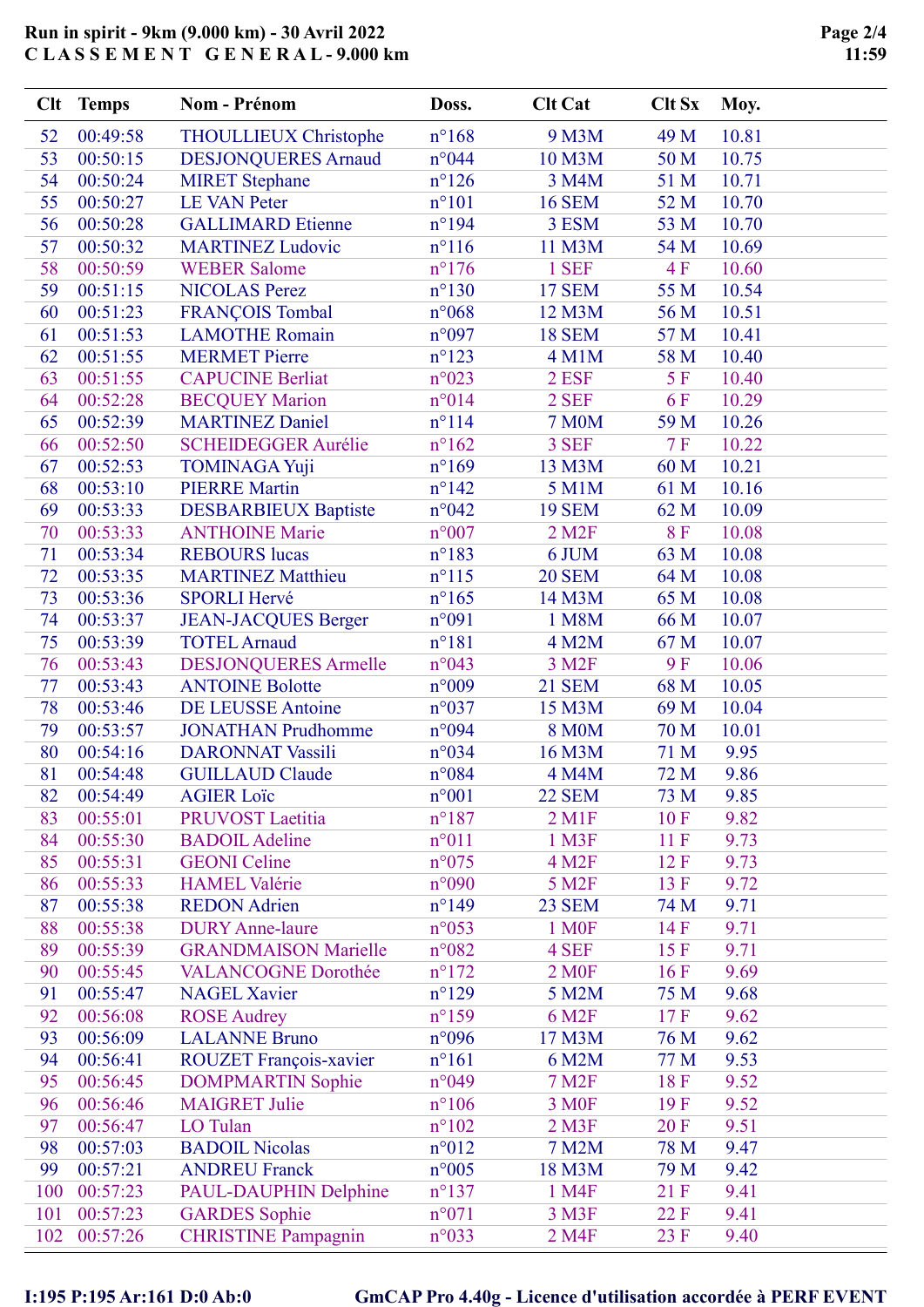# Run in spirit - 9km (9.000 km) - 30 Avril 2022

## C L A S S E M E N T G E N E R A L - 9.000 km

| Clt | Temps | Nom - Prénom | Doss. | Clt Cat | Clt Sx | Moy. |
|---|---|---|---|---|---|---|
| 52 | 00:49:58 | THOULLIEUX Christophe | n°168 | 9 M3M | 49 M | 10.81 |
| 53 | 00:50:15 | DESJONQUERES Arnaud | n°044 | 10 M3M | 50 M | 10.75 |
| 54 | 00:50:24 | MIRET Stephane | n°126 | 3 M4M | 51 M | 10.71 |
| 55 | 00:50:27 | LE VAN Peter | n°101 | 16 SEM | 52 M | 10.70 |
| 56 | 00:50:28 | GALLIMARD Etienne | n°194 | 3 ESM | 53 M | 10.70 |
| 57 | 00:50:32 | MARTINEZ Ludovic | n°116 | 11 M3M | 54 M | 10.69 |
| 58 | 00:50:59 | WEBER Salome | n°176 | 1 SEF | 4 F | 10.60 |
| 59 | 00:51:15 | NICOLAS Perez | n°130 | 17 SEM | 55 M | 10.54 |
| 60 | 00:51:23 | FRANÇOIS Tombal | n°068 | 12 M3M | 56 M | 10.51 |
| 61 | 00:51:53 | LAMOTHE Romain | n°097 | 18 SEM | 57 M | 10.41 |
| 62 | 00:51:55 | MERMET Pierre | n°123 | 4 M1M | 58 M | 10.40 |
| 63 | 00:51:55 | CAPUCINE Berliat | n°023 | 2 ESF | 5 F | 10.40 |
| 64 | 00:52:28 | BECQUEY Marion | n°014 | 2 SEF | 6 F | 10.29 |
| 65 | 00:52:39 | MARTINEZ Daniel | n°114 | 7 M0M | 59 M | 10.26 |
| 66 | 00:52:50 | SCHEIDEGGER Aurélie | n°162 | 3 SEF | 7 F | 10.22 |
| 67 | 00:52:53 | TOMINAGA Yuji | n°169 | 13 M3M | 60 M | 10.21 |
| 68 | 00:53:10 | PIERRE Martin | n°142 | 5 M1M | 61 M | 10.16 |
| 69 | 00:53:33 | DESBARBIEUX Baptiste | n°042 | 19 SEM | 62 M | 10.09 |
| 70 | 00:53:33 | ANTHOINE Marie | n°007 | 2 M2F | 8 F | 10.08 |
| 71 | 00:53:34 | REBOURS lucas | n°183 | 6 JUM | 63 M | 10.08 |
| 72 | 00:53:35 | MARTINEZ Matthieu | n°115 | 20 SEM | 64 M | 10.08 |
| 73 | 00:53:36 | SPORLI Hervé | n°165 | 14 M3M | 65 M | 10.08 |
| 74 | 00:53:37 | JEAN-JACQUES Berger | n°091 | 1 M8M | 66 M | 10.07 |
| 75 | 00:53:39 | TOTEL Arnaud | n°181 | 4 M2M | 67 M | 10.07 |
| 76 | 00:53:43 | DESJONQUERES Armelle | n°043 | 3 M2F | 9 F | 10.06 |
| 77 | 00:53:43 | ANTOINE Bolotte | n°009 | 21 SEM | 68 M | 10.05 |
| 78 | 00:53:46 | DE LEUSSE Antoine | n°037 | 15 M3M | 69 M | 10.04 |
| 79 | 00:53:57 | JONATHAN Prudhomme | n°094 | 8 M0M | 70 M | 10.01 |
| 80 | 00:54:16 | DARONNAT Vassili | n°034 | 16 M3M | 71 M | 9.95 |
| 81 | 00:54:48 | GUILLAUD Claude | n°084 | 4 M4M | 72 M | 9.86 |
| 82 | 00:54:49 | AGIER Loïc | n°001 | 22 SEM | 73 M | 9.85 |
| 83 | 00:55:01 | PRUVOST Laetitia | n°187 | 2 M1F | 10 F | 9.82 |
| 84 | 00:55:30 | BADOIL Adeline | n°011 | 1 M3F | 11 F | 9.73 |
| 85 | 00:55:31 | GEONI Celine | n°075 | 4 M2F | 12 F | 9.73 |
| 86 | 00:55:33 | HAMEL Valérie | n°090 | 5 M2F | 13 F | 9.72 |
| 87 | 00:55:38 | REDON Adrien | n°149 | 23 SEM | 74 M | 9.71 |
| 88 | 00:55:38 | DURY Anne-laure | n°053 | 1 M0F | 14 F | 9.71 |
| 89 | 00:55:39 | GRANDMAISON Marielle | n°082 | 4 SEF | 15 F | 9.71 |
| 90 | 00:55:45 | VALANCOGNE Dorothée | n°172 | 2 M0F | 16 F | 9.69 |
| 91 | 00:55:47 | NAGEL Xavier | n°129 | 5 M2M | 75 M | 9.68 |
| 92 | 00:56:08 | ROSE Audrey | n°159 | 6 M2F | 17 F | 9.62 |
| 93 | 00:56:09 | LALANNE Bruno | n°096 | 17 M3M | 76 M | 9.62 |
| 94 | 00:56:41 | ROUZET François-xavier | n°161 | 6 M2M | 77 M | 9.53 |
| 95 | 00:56:45 | DOMPMARTIN Sophie | n°049 | 7 M2F | 18 F | 9.52 |
| 96 | 00:56:46 | MAIGRET Julie | n°106 | 3 M0F | 19 F | 9.52 |
| 97 | 00:56:47 | LO Tulan | n°102 | 2 M3F | 20 F | 9.51 |
| 98 | 00:57:03 | BADOIL Nicolas | n°012 | 7 M2M | 78 M | 9.47 |
| 99 | 00:57:21 | ANDREU Franck | n°005 | 18 M3M | 79 M | 9.42 |
| 100 | 00:57:23 | PAUL-DAUPHIN Delphine | n°137 | 1 M4F | 21 F | 9.41 |
| 101 | 00:57:23 | GARDES Sophie | n°071 | 3 M3F | 22 F | 9.41 |
| 102 | 00:57:26 | CHRISTINE Pampagnin | n°033 | 2 M4F | 23 F | 9.40 |

I:195 P:195 Ar:161 D:0 Ab:0

GmCAP Pro 4.40g - Licence d'utilisation accordée à PERF EVENT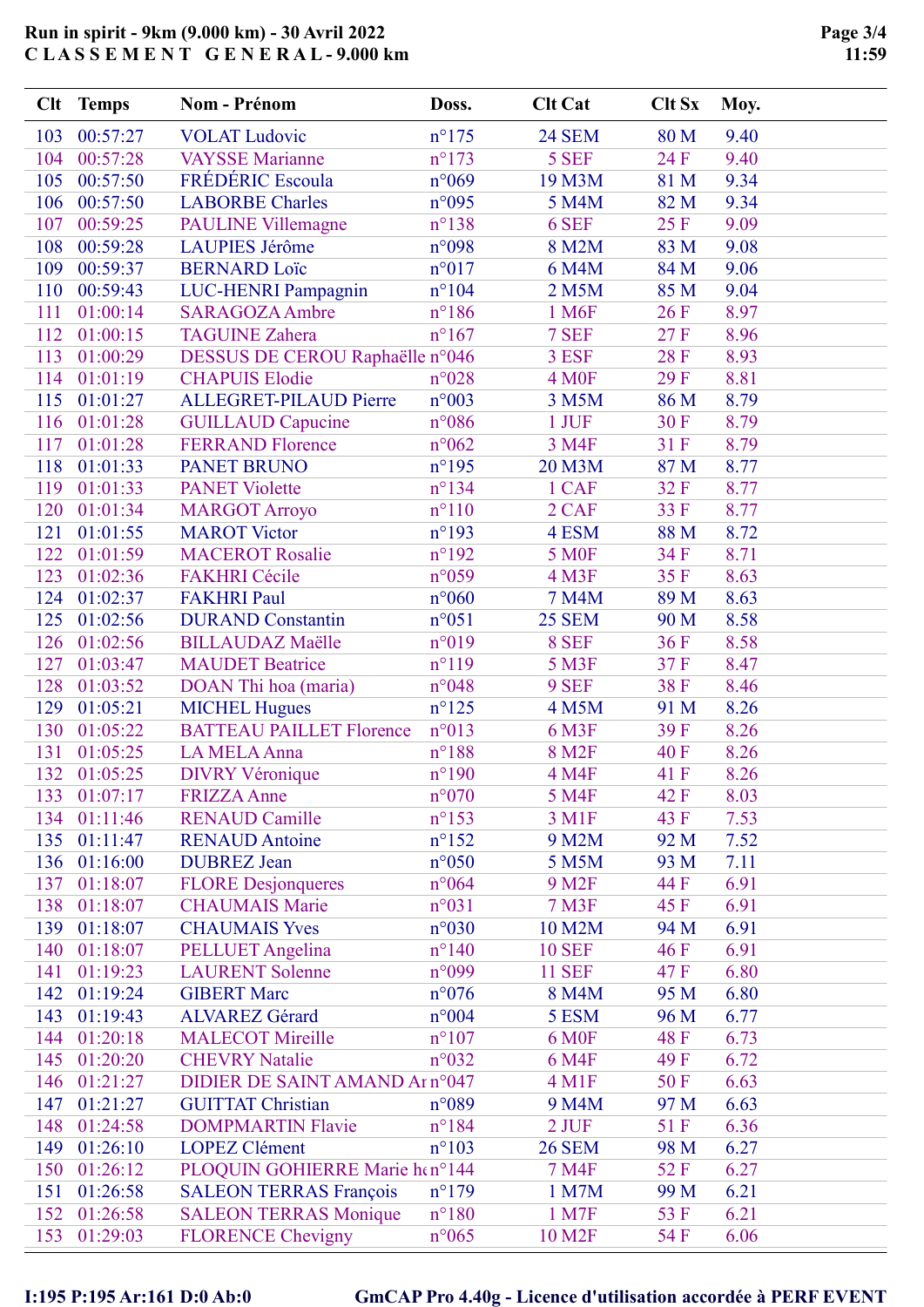**Run in spirit - 9km (9.000 km) - 30 Avril 2022**
**C L A S S E M E N T G E N E R A L - 9.000 km**

| Clt | Temps | Nom - Prénom | Doss. | Clt Cat | Clt Sx | Moy. |
|---|---|---|---|---|---|---|
| 103 | 00:57:27 | VOLAT Ludovic | n°175 | 24 SEM | 80 M | 9.40 |
| 104 | 00:57:28 | VAYSSE Marianne | n°173 | 5 SEF | 24 F | 9.40 |
| 105 | 00:57:50 | FRÉDÉRIC Escoula | n°069 | 19 M3M | 81 M | 9.34 |
| 106 | 00:57:50 | LABORBE Charles | n°095 | 5 M4M | 82 M | 9.34 |
| 107 | 00:59:25 | PAULINE Villemagne | n°138 | 6 SEF | 25 F | 9.09 |
| 108 | 00:59:28 | LAUPIES Jérôme | n°098 | 8 M2M | 83 M | 9.08 |
| 109 | 00:59:37 | BERNARD Loïc | n°017 | 6 M4M | 84 M | 9.06 |
| 110 | 00:59:43 | LUC-HENRI Pampagnin | n°104 | 2 M5M | 85 M | 9.04 |
| 111 | 01:00:14 | SARAGOZA Ambre | n°186 | 1 M6F | 26 F | 8.97 |
| 112 | 01:00:15 | TAGUINE Zahera | n°167 | 7 SEF | 27 F | 8.96 |
| 113 | 01:00:29 | DESSUS DE CEROU Raphaëlle | n°046 | 3 ESF | 28 F | 8.93 |
| 114 | 01:01:19 | CHAPUIS Elodie | n°028 | 4 M0F | 29 F | 8.81 |
| 115 | 01:01:27 | ALLEGRET-PILAUD Pierre | n°003 | 3 M5M | 86 M | 8.79 |
| 116 | 01:01:28 | GUILLAUD Capucine | n°086 | 1 JUF | 30 F | 8.79 |
| 117 | 01:01:28 | FERRAND Florence | n°062 | 3 M4F | 31 F | 8.79 |
| 118 | 01:01:33 | PANET BRUNO | n°195 | 20 M3M | 87 M | 8.77 |
| 119 | 01:01:33 | PANET Violette | n°134 | 1 CAF | 32 F | 8.77 |
| 120 | 01:01:34 | MARGOT Arroyo | n°110 | 2 CAF | 33 F | 8.77 |
| 121 | 01:01:55 | MAROT Victor | n°193 | 4 ESM | 88 M | 8.72 |
| 122 | 01:01:59 | MACEROT Rosalie | n°192 | 5 M0F | 34 F | 8.71 |
| 123 | 01:02:36 | FAKHRI Cécile | n°059 | 4 M3F | 35 F | 8.63 |
| 124 | 01:02:37 | FAKHRI Paul | n°060 | 7 M4M | 89 M | 8.63 |
| 125 | 01:02:56 | DURAND Constantin | n°051 | 25 SEM | 90 M | 8.58 |
| 126 | 01:02:56 | BILLAUDAZ Maëlle | n°019 | 8 SEF | 36 F | 8.58 |
| 127 | 01:03:47 | MAUDET Beatrice | n°119 | 5 M3F | 37 F | 8.47 |
| 128 | 01:03:52 | DOAN Thi hoa (maria) | n°048 | 9 SEF | 38 F | 8.46 |
| 129 | 01:05:21 | MICHEL Hugues | n°125 | 4 M5M | 91 M | 8.26 |
| 130 | 01:05:22 | BATTEAU PAILLET Florence | n°013 | 6 M3F | 39 F | 8.26 |
| 131 | 01:05:25 | LA MELA Anna | n°188 | 8 M2F | 40 F | 8.26 |
| 132 | 01:05:25 | DIVRY Véronique | n°190 | 4 M4F | 41 F | 8.26 |
| 133 | 01:07:17 | FRIZZA Anne | n°070 | 5 M4F | 42 F | 8.03 |
| 134 | 01:11:46 | RENAUD Camille | n°153 | 3 M1F | 43 F | 7.53 |
| 135 | 01:11:47 | RENAUD Antoine | n°152 | 9 M2M | 92 M | 7.52 |
| 136 | 01:16:00 | DUBREZ Jean | n°050 | 5 M5M | 93 M | 7.11 |
| 137 | 01:18:07 | FLORE Desjonqueres | n°064 | 9 M2F | 44 F | 6.91 |
| 138 | 01:18:07 | CHAUMAIS Marie | n°031 | 7 M3F | 45 F | 6.91 |
| 139 | 01:18:07 | CHAUMAIS Yves | n°030 | 10 M2M | 94 M | 6.91 |
| 140 | 01:18:07 | PELLUET Angelina | n°140 | 10 SEF | 46 F | 6.91 |
| 141 | 01:19:23 | LAURENT Solenne | n°099 | 11 SEF | 47 F | 6.80 |
| 142 | 01:19:24 | GIBERT Marc | n°076 | 8 M4M | 95 M | 6.80 |
| 143 | 01:19:43 | ALVAREZ Gérard | n°004 | 5 ESM | 96 M | 6.77 |
| 144 | 01:20:18 | MALECOT Mireille | n°107 | 6 M0F | 48 F | 6.73 |
| 145 | 01:20:20 | CHEVRY Natalie | n°032 | 6 M4F | 49 F | 6.72 |
| 146 | 01:21:27 | DIDIER DE SAINT AMAND Ar | n°047 | 4 M1F | 50 F | 6.63 |
| 147 | 01:21:27 | GUITTAT Christian | n°089 | 9 M4M | 97 M | 6.63 |
| 148 | 01:24:58 | DOMPMARTIN Flavie | n°184 | 2 JUF | 51 F | 6.36 |
| 149 | 01:26:10 | LOPEZ Clément | n°103 | 26 SEM | 98 M | 6.27 |
| 150 | 01:26:12 | PLOQUIN GOHIERRE Marie he | n°144 | 7 M4F | 52 F | 6.27 |
| 151 | 01:26:58 | SALEON TERRAS François | n°179 | 1 M7M | 99 M | 6.21 |
| 152 | 01:26:58 | SALEON TERRAS Monique | n°180 | 1 M7F | 53 F | 6.21 |
| 153 | 01:29:03 | FLORENCE Chevigny | n°065 | 10 M2F | 54 F | 6.06 |

**I:195 P:195 Ar:161 D:0 Ab:0** **GmCAP Pro 4.40g - Licence d'utilisation accordée à PERF EVENT**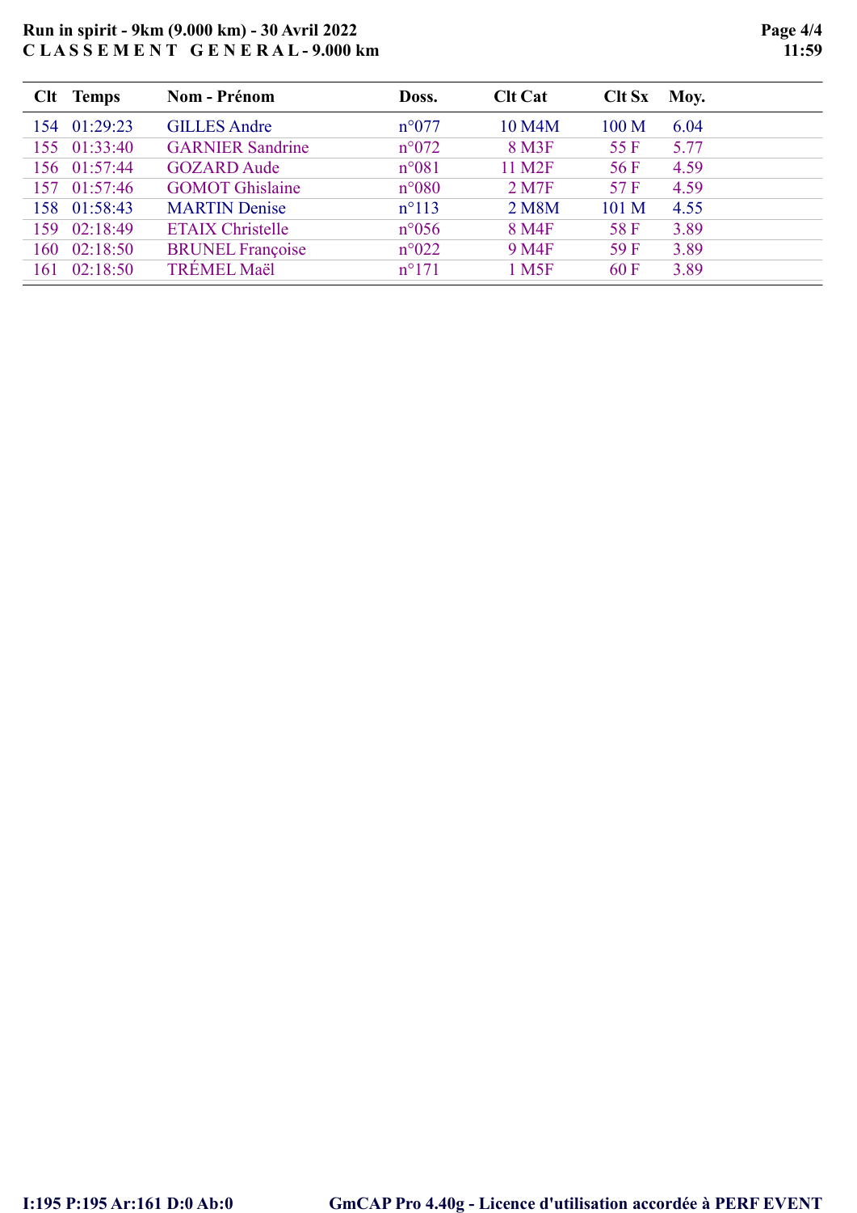**Run in spirit - 9km (9.000 km) - 30 Avril 2022**
**C L A S S E M E N T G E N E R A L - 9.000 km**

| Clt | Temps | Nom - Prénom | Doss. | Clt Cat | Clt Sx | Moy. |
|---|---|---|---|---|---|---|
| 154 | 01:29:23 | GILLES Andre | n°077 | 10 M4M | 100 M | 6.04 |
| 155 | 01:33:40 | GARNIER Sandrine | n°072 | 8 M3F | 55 F | 5.77 |
| 156 | 01:57:44 | GOZARD Aude | n°081 | 11 M2F | 56 F | 4.59 |
| 157 | 01:57:46 | GOMOT Ghislaine | n°080 | 2 M7F | 57 F | 4.59 |
| 158 | 01:58:43 | MARTIN Denise | n°113 | 2 M8M | 101 M | 4.55 |
| 159 | 02:18:49 | ETAIX Christelle | n°056 | 8 M4F | 58 F | 3.89 |
| 160 | 02:18:50 | BRUNEL Françoise | n°022 | 9 M4F | 59 F | 3.89 |
| 161 | 02:18:50 | TRÉMEL Maël | n°171 | 1 M5F | 60 F | 3.89 |

**I:195 P:195 Ar:161 D:0 Ab:0**

**GmCAP Pro 4.40g - Licence d'utilisation accordée à PERF EVENT**